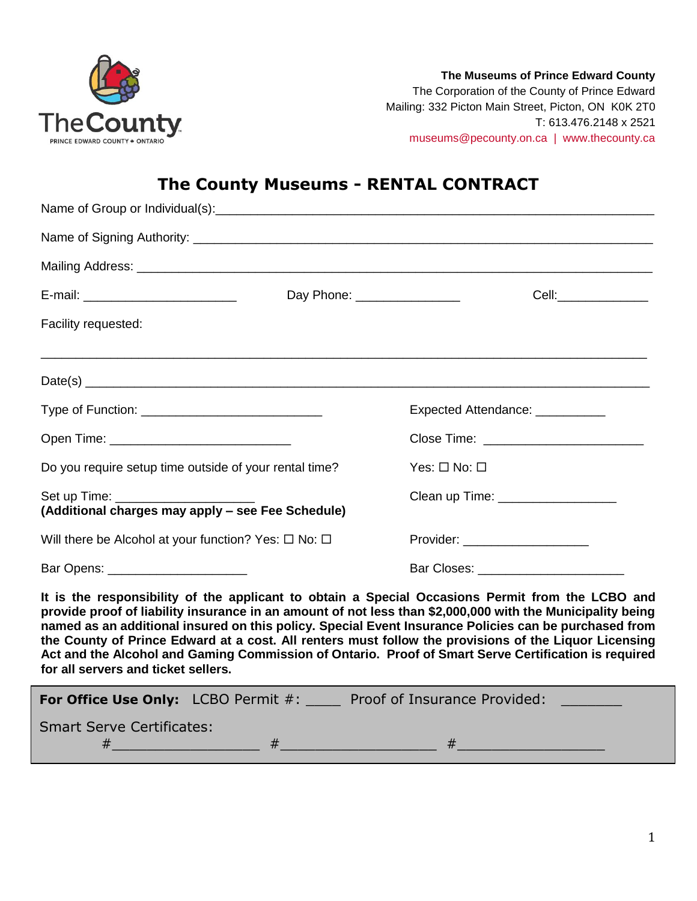**The Museums of Prince Edward County**
The Corporation of the County of Prince Edward
Mailing: 332 Picton Main Street, Picton, ON K0K 2T0
T: 613.476.2148 x 2521
museums@pecounty.on.ca | www.thecounty.ca

# The County Museums - RENTAL CONTRACT

Name of Group or Individual(s):______________________________________________________________

Name of Signing Authority: __________________________________________________________________

Mailing Address: ___________________________________________________________________________

E-mail: ______________________ Day Phone: _______________ Cell:_____________

Facility requested:

_____________________________________________________________________________________

Date(s) ________________________________________________________________________________

Type of Function: __________________________ Expected Attendance: __________

Open Time: __________________________ Close Time: _______________________

Do you require setup time outside of your rental time? Yes: ☐ No: ☐

Set up Time: ____________________ Clean up Time: _________________
**(Additional charges may apply – see Fee Schedule)**

Will there be Alcohol at your function? Yes: ☐ No: ☐ Provider: __________________

Bar Opens: ____________________ Bar Closes: _____________________

**It is the responsibility of the applicant to obtain a Special Occasions Permit from the LCBO and provide proof of liability insurance in an amount of not less than $2,000,000 with the Municipality being named as an additional insured on this policy. Special Event Insurance Policies can be purchased from the County of Prince Edward at a cost. All renters must follow the provisions of the Liquor Licensing Act and the Alcohol and Gaming Commission of Ontario. Proof of Smart Serve Certification is required for all servers and ticket sellers.**

**For Office Use Only:** LCBO Permit #: ____ Proof of Insurance Provided: _______

Smart Serve Certificates:
#__________________ #___________________ #__________________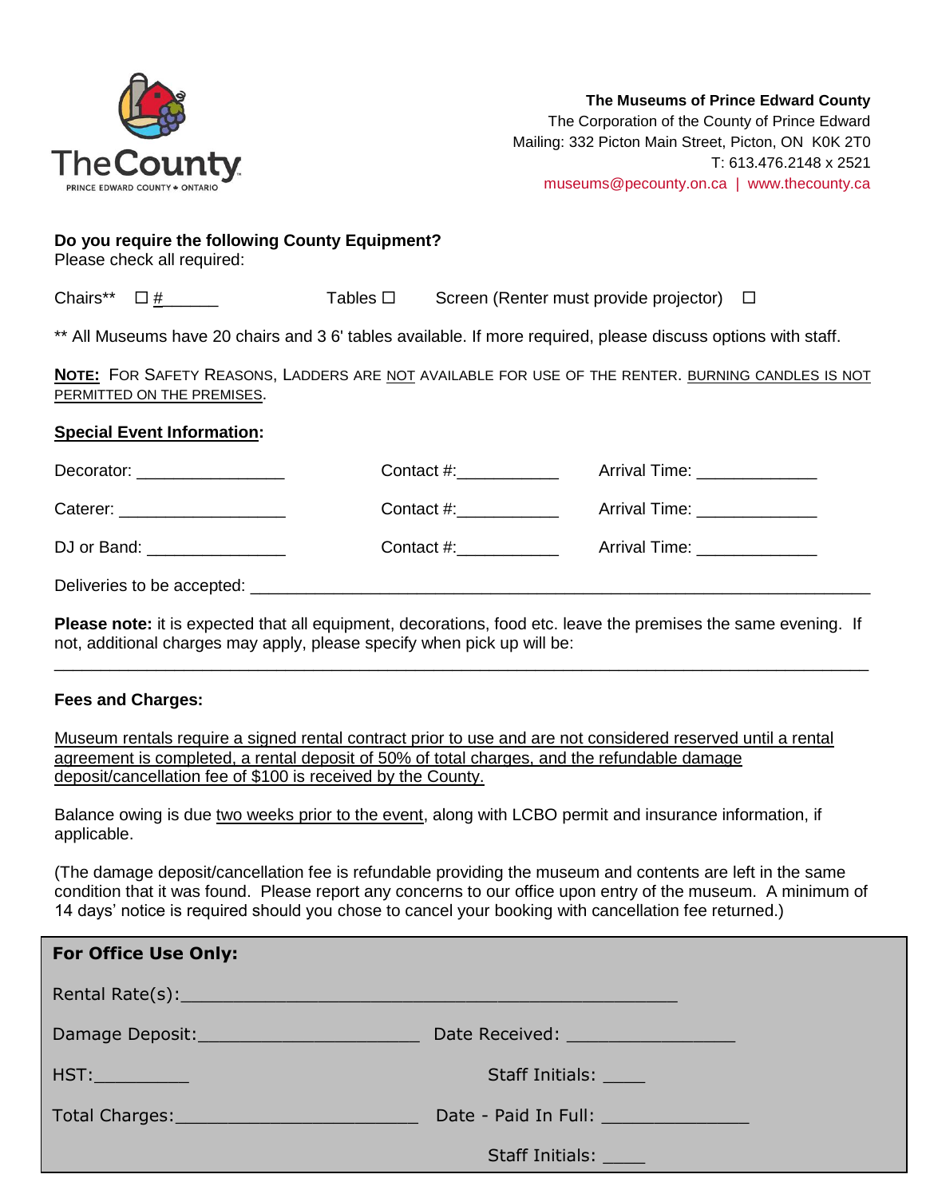**The Museums of Prince Edward County**
The Corporation of the County of Prince Edward
Mailing: 332 Picton Main Street, Picton, ON K0K 2T0
T: 613.476.2148 x 2521
museums@pecounty.on.ca | www.thecounty.ca

**Do you require the following County Equipment?**
Please check all required:

Chairs** ☐ #______ Tables ☐ Screen (Renter must provide projector) ☐

** All Museums have 20 chairs and 3 6' tables available. If more required, please discuss options with staff.

**NOTE:** FOR SAFETY REASONS, LADDERS ARE NOT AVAILABLE FOR USE OF THE RENTER. BURNING CANDLES IS NOT PERMITTED ON THE PREMISES.

**Special Event Information:**

Decorator: ________________ Contact #:___________ Arrival Time: _____________

Caterer: __________________ Contact #:___________ Arrival Time: _____________

DJ or Band: _______________ Contact #:___________ Arrival Time: _____________

Deliveries to be accepted: ______________________________________________________________

**Please note:** it is expected that all equipment, decorations, food etc. leave the premises the same evening. If not, additional charges may apply, please specify when pick up will be:

_____________________________________________________________________________________

**Fees and Charges:**

Museum rentals require a signed rental contract prior to use and are not considered reserved until a rental agreement is completed, a rental deposit of 50% of total charges, and the refundable damage deposit/cancellation fee of $100 is received by the County.

Balance owing is due two weeks prior to the event, along with LCBO permit and insurance information, if applicable.

(The damage deposit/cancellation fee is refundable providing the museum and contents are left in the same condition that it was found. Please report any concerns to our office upon entry of the museum. A minimum of 14 days' notice is required should you chose to cancel your booking with cancellation fee returned.)

**For Office Use Only:**

Rental Rate(s):_____________________________________________

Damage Deposit:______________________ Date Received: _________________

HST:__________ Staff Initials: ____

Total Charges:________________________ Date - Paid In Full: _______________

Staff Initials: ____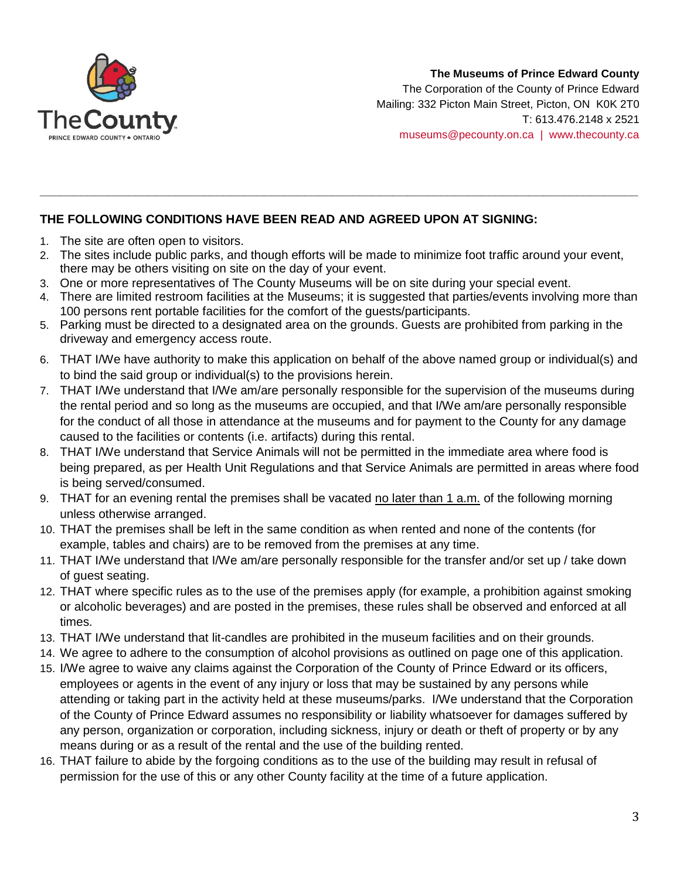**The Museums of Prince Edward County**
The Corporation of the County of Prince Edward
Mailing: 332 Picton Main Street, Picton, ON K0K 2T0
T: 613.476.2148 x 2521
museums@pecounty.on.ca | www.thecounty.ca

---

**THE FOLLOWING CONDITIONS HAVE BEEN READ AND AGREED UPON AT SIGNING:**

1. The site are often open to visitors.
2. The sites include public parks, and though efforts will be made to minimize foot traffic around your event, there may be others visiting on site on the day of your event.
3. One or more representatives of The County Museums will be on site during your special event.
4. There are limited restroom facilities at the Museums; it is suggested that parties/events involving more than 100 persons rent portable facilities for the comfort of the guests/participants.
5. Parking must be directed to a designated area on the grounds. Guests are prohibited from parking in the driveway and emergency access route.
6. THAT I/We have authority to make this application on behalf of the above named group or individual(s) and to bind the said group or individual(s) to the provisions herein.
7. THAT I/We understand that I/We am/are personally responsible for the supervision of the museums during the rental period and so long as the museums are occupied, and that I/We am/are personally responsible for the conduct of all those in attendance at the museums and for payment to the County for any damage caused to the facilities or contents (i.e. artifacts) during this rental.
8. THAT I/We understand that Service Animals will not be permitted in the immediate area where food is being prepared, as per Health Unit Regulations and that Service Animals are permitted in areas where food is being served/consumed.
9. THAT for an evening rental the premises shall be vacated no later than 1 a.m. of the following morning unless otherwise arranged.
10. THAT the premises shall be left in the same condition as when rented and none of the contents (for example, tables and chairs) are to be removed from the premises at any time.
11. THAT I/We understand that I/We am/are personally responsible for the transfer and/or set up / take down of guest seating.
12. THAT where specific rules as to the use of the premises apply (for example, a prohibition against smoking or alcoholic beverages) and are posted in the premises, these rules shall be observed and enforced at all times.
13. THAT I/We understand that lit-candles are prohibited in the museum facilities and on their grounds.
14. We agree to adhere to the consumption of alcohol provisions as outlined on page one of this application.
15. I/We agree to waive any claims against the Corporation of the County of Prince Edward or its officers, employees or agents in the event of any injury or loss that may be sustained by any persons while attending or taking part in the activity held at these museums/parks. I/We understand that the Corporation of the County of Prince Edward assumes no responsibility or liability whatsoever for damages suffered by any person, organization or corporation, including sickness, injury or death or theft of property or by any means during or as a result of the rental and the use of the building rented.
16. THAT failure to abide by the forgoing conditions as to the use of the building may result in refusal of permission for the use of this or any other County facility at the time of a future application.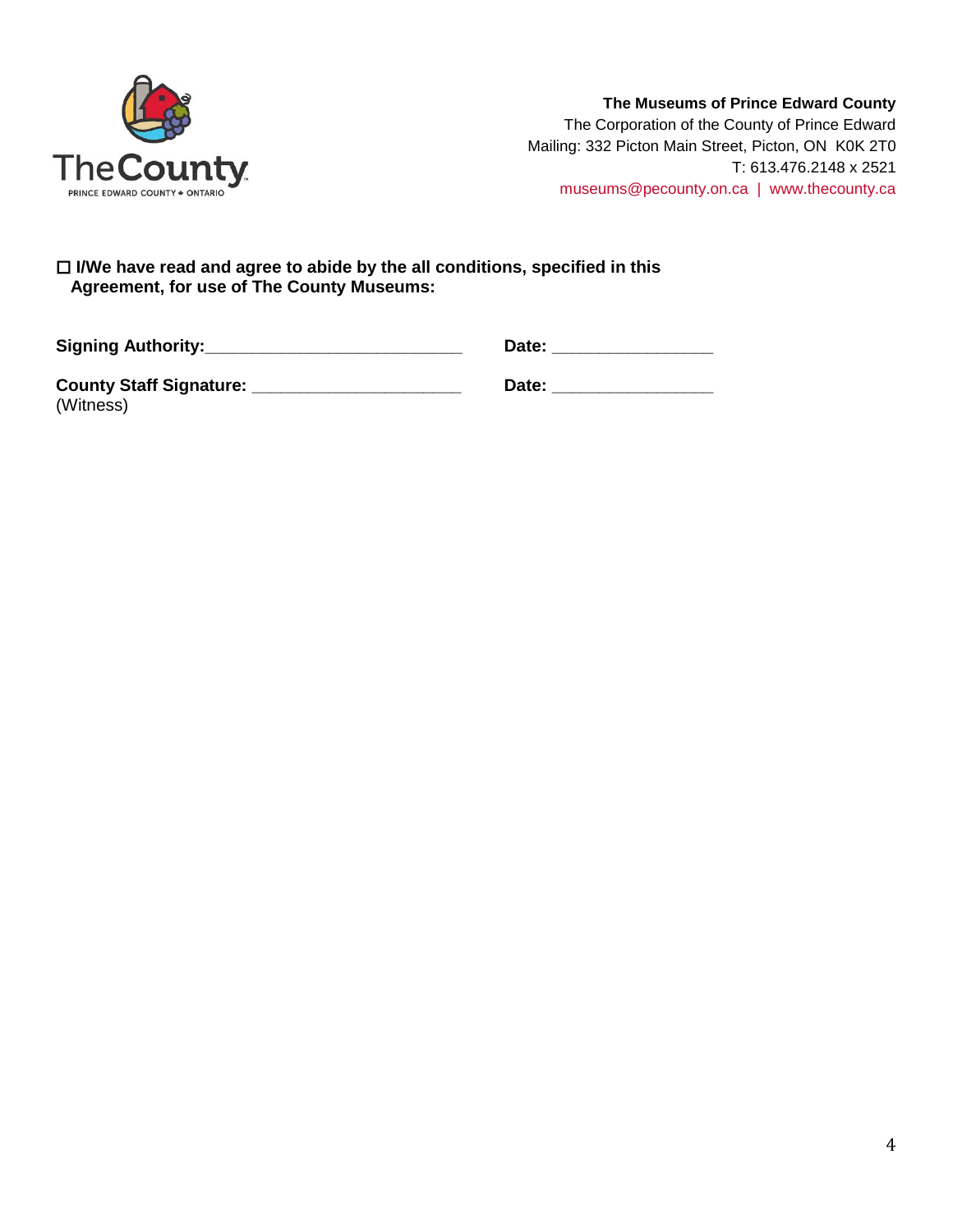**The Museums of Prince Edward County**
The Corporation of the County of Prince Edward
Mailing: 332 Picton Main Street, Picton, ON K0K 2T0
T: 613.476.2148 x 2521
museums@pecounty.on.ca | www.thecounty.ca

☐ **I/We have read and agree to abide by the all conditions, specified in this Agreement, for use of The County Museums:**

**Signing Authority:**___________________________ **Date:** ________________

**County Staff Signature:** ______________________ **Date:** ________________
(Witness)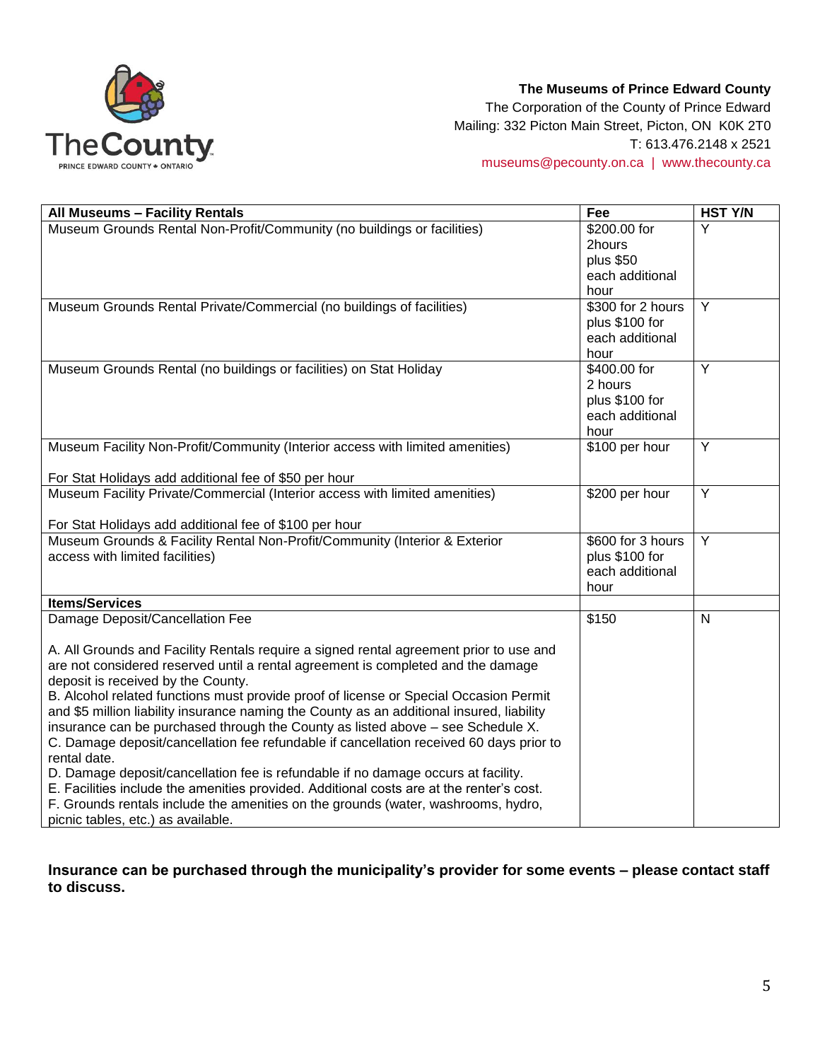**The Museums of Prince Edward County**
The Corporation of the County of Prince Edward
Mailing: 332 Picton Main Street, Picton, ON K0K 2T0
T: 613.476.2148 x 2521
museums@pecounty.on.ca | www.thecounty.ca

| All Museums – Facility Rentals | Fee | HST Y/N |
|---|---|---|
| Museum Grounds Rental Non-Profit/Community (no buildings or facilities) | $200.00 for 2hours plus $50 each additional hour | Y |
| Museum Grounds Rental Private/Commercial (no buildings of facilities) | $300 for 2 hours plus $100 for each additional hour | Y |
| Museum Grounds Rental (no buildings or facilities) on Stat Holiday | $400.00 for 2 hours plus $100 for each additional hour | Y |
| Museum Facility Non-Profit/Community (Interior access with limited amenities)<br><br>For Stat Holidays add additional fee of $50 per hour | $100 per hour | Y |
| Museum Facility Private/Commercial (Interior access with limited amenities)<br><br>For Stat Holidays add additional fee of $100 per hour | $200 per hour | Y |
| Museum Grounds & Facility Rental Non-Profit/Community (Interior & Exterior access with limited facilities) | $600 for 3 hours plus $100 for each additional hour | Y |
| **Items/Services** | | |
| Damage Deposit/Cancellation Fee<br><br>A. All Grounds and Facility Rentals require a signed rental agreement prior to use and are not considered reserved until a rental agreement is completed and the damage deposit is received by the County.<br>B. Alcohol related functions must provide proof of license or Special Occasion Permit and $5 million liability insurance naming the County as an additional insured, liability insurance can be purchased through the County as listed above – see Schedule X.<br>C. Damage deposit/cancellation fee refundable if cancellation received 60 days prior to rental date.<br>D. Damage deposit/cancellation fee is refundable if no damage occurs at facility.<br>E. Facilities include the amenities provided. Additional costs are at the renter's cost.<br>F. Grounds rentals include the amenities on the grounds (water, washrooms, hydro, picnic tables, etc.) as available. | $150 | N |

**Insurance can be purchased through the municipality's provider for some events – please contact staff to discuss.**